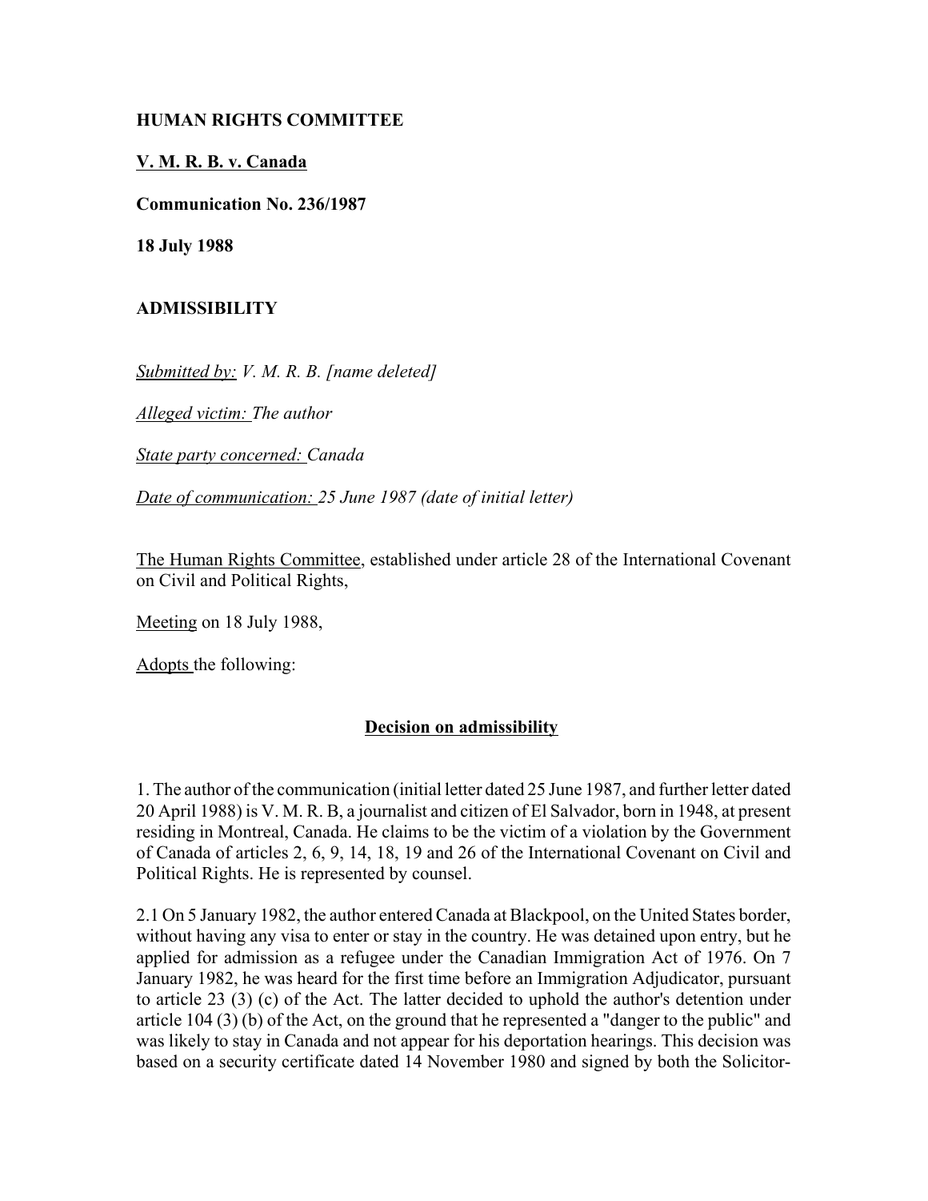**HUMAN RIGHTS COMMITTEE**

**V. M. R. B. v. Canada**

**Communication No. 236/1987**

**18 July 1988**

**ADMISSIBILITY**

*Submitted by: V. M. R. B. [name deleted]*

*Alleged victim: The author*

*State party concerned: Canada*

*Date of communication: 25 June 1987 (date of initial letter)*

The Human Rights Committee, established under article 28 of the International Covenant on Civil and Political Rights,

Meeting on 18 July 1988,

Adopts the following:

**Decision on admissibility**

1. The author of the communication (initial letter dated 25 June 1987, and further letter dated 20 April 1988) is V. M. R. B, a journalist and citizen of El Salvador, born in 1948, at present residing in Montreal, Canada. He claims to be the victim of a violation by the Government of Canada of articles 2, 6, 9, 14, 18, 19 and 26 of the International Covenant on Civil and Political Rights. He is represented by counsel.

2.1 On 5 January 1982, the author entered Canada at Blackpool, on the United States border, without having any visa to enter or stay in the country. He was detained upon entry, but he applied for admission as a refugee under the Canadian Immigration Act of 1976. On 7 January 1982, he was heard for the first time before an Immigration Adjudicator, pursuant to article 23 (3) (c) of the Act. The latter decided to uphold the author's detention under article 104 (3) (b) of the Act, on the ground that he represented a "danger to the public" and was likely to stay in Canada and not appear for his deportation hearings. This decision was based on a security certificate dated 14 November 1980 and signed by both the Solicitor-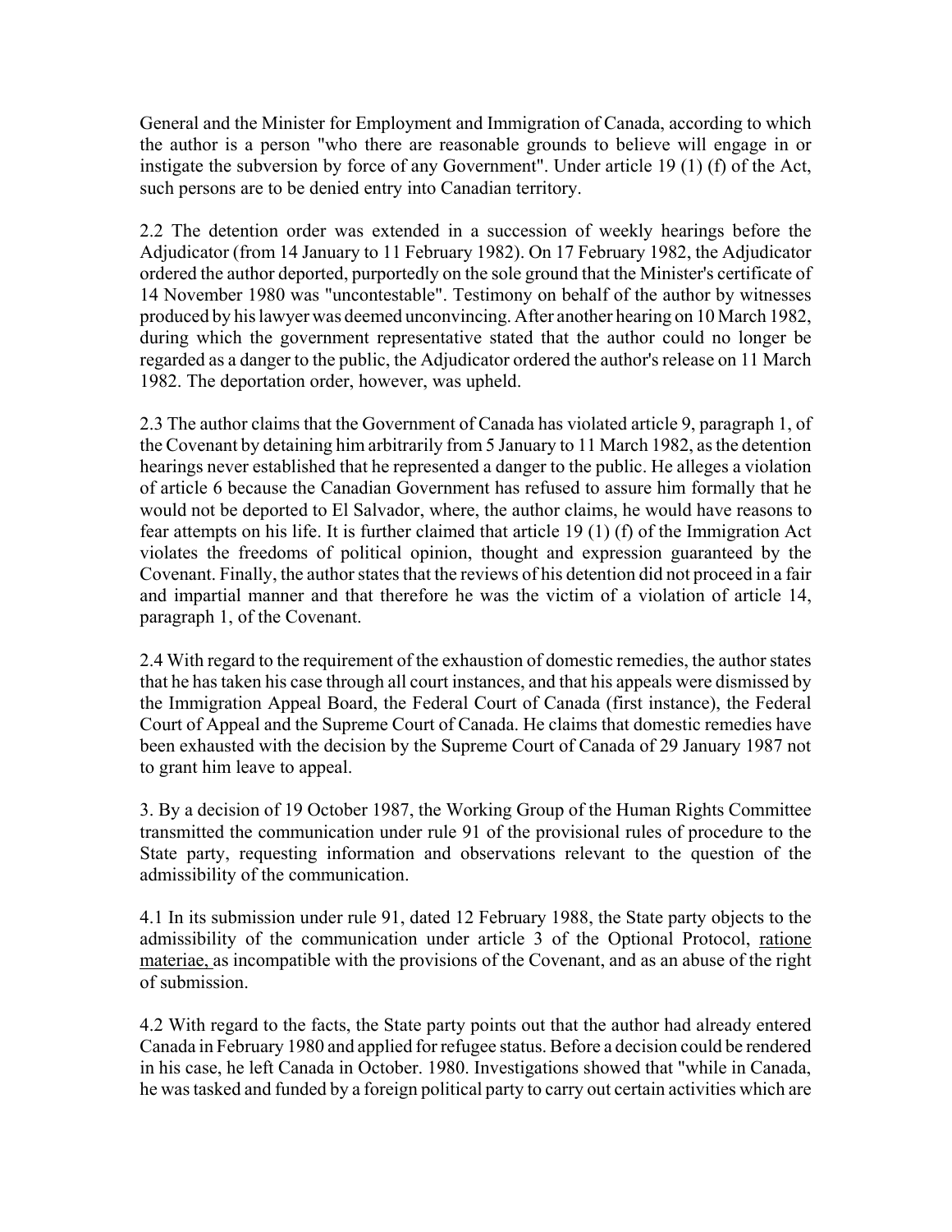General and the Minister for Employment and Immigration of Canada, according to which the author is a person "who there are reasonable grounds to believe will engage in or instigate the subversion by force of any Government". Under article 19 (1) (f) of the Act, such persons are to be denied entry into Canadian territory.

2.2 The detention order was extended in a succession of weekly hearings before the Adjudicator (from 14 January to 11 February 1982). On 17 February 1982, the Adjudicator ordered the author deported, purportedly on the sole ground that the Minister's certificate of 14 November 1980 was "uncontestable". Testimony on behalf of the author by witnesses produced by his lawyer was deemed unconvincing. After another hearing on 10 March 1982, during which the government representative stated that the author could no longer be regarded as a danger to the public, the Adjudicator ordered the author's release on 11 March 1982. The deportation order, however, was upheld.

2.3 The author claims that the Government of Canada has violated article 9, paragraph 1, of the Covenant by detaining him arbitrarily from 5 January to 11 March 1982, as the detention hearings never established that he represented a danger to the public. He alleges a violation of article 6 because the Canadian Government has refused to assure him formally that he would not be deported to El Salvador, where, the author claims, he would have reasons to fear attempts on his life. It is further claimed that article 19 (1) (f) of the Immigration Act violates the freedoms of political opinion, thought and expression guaranteed by the Covenant. Finally, the author states that the reviews of his detention did not proceed in a fair and impartial manner and that therefore he was the victim of a violation of article 14, paragraph 1, of the Covenant.

2.4 With regard to the requirement of the exhaustion of domestic remedies, the author states that he has taken his case through all court instances, and that his appeals were dismissed by the Immigration Appeal Board, the Federal Court of Canada (first instance), the Federal Court of Appeal and the Supreme Court of Canada. He claims that domestic remedies have been exhausted with the decision by the Supreme Court of Canada of 29 January 1987 not to grant him leave to appeal.

3. By a decision of 19 October 1987, the Working Group of the Human Rights Committee transmitted the communication under rule 91 of the provisional rules of procedure to the State party, requesting information and observations relevant to the question of the admissibility of the communication.

4.1 In its submission under rule 91, dated 12 February 1988, the State party objects to the admissibility of the communication under article 3 of the Optional Protocol, ratione materiae, as incompatible with the provisions of the Covenant, and as an abuse of the right of submission.

4.2 With regard to the facts, the State party points out that the author had already entered Canada in February 1980 and applied for refugee status. Before a decision could be rendered in his case, he left Canada in October. 1980. Investigations showed that "while in Canada, he was tasked and funded by a foreign political party to carry out certain activities which are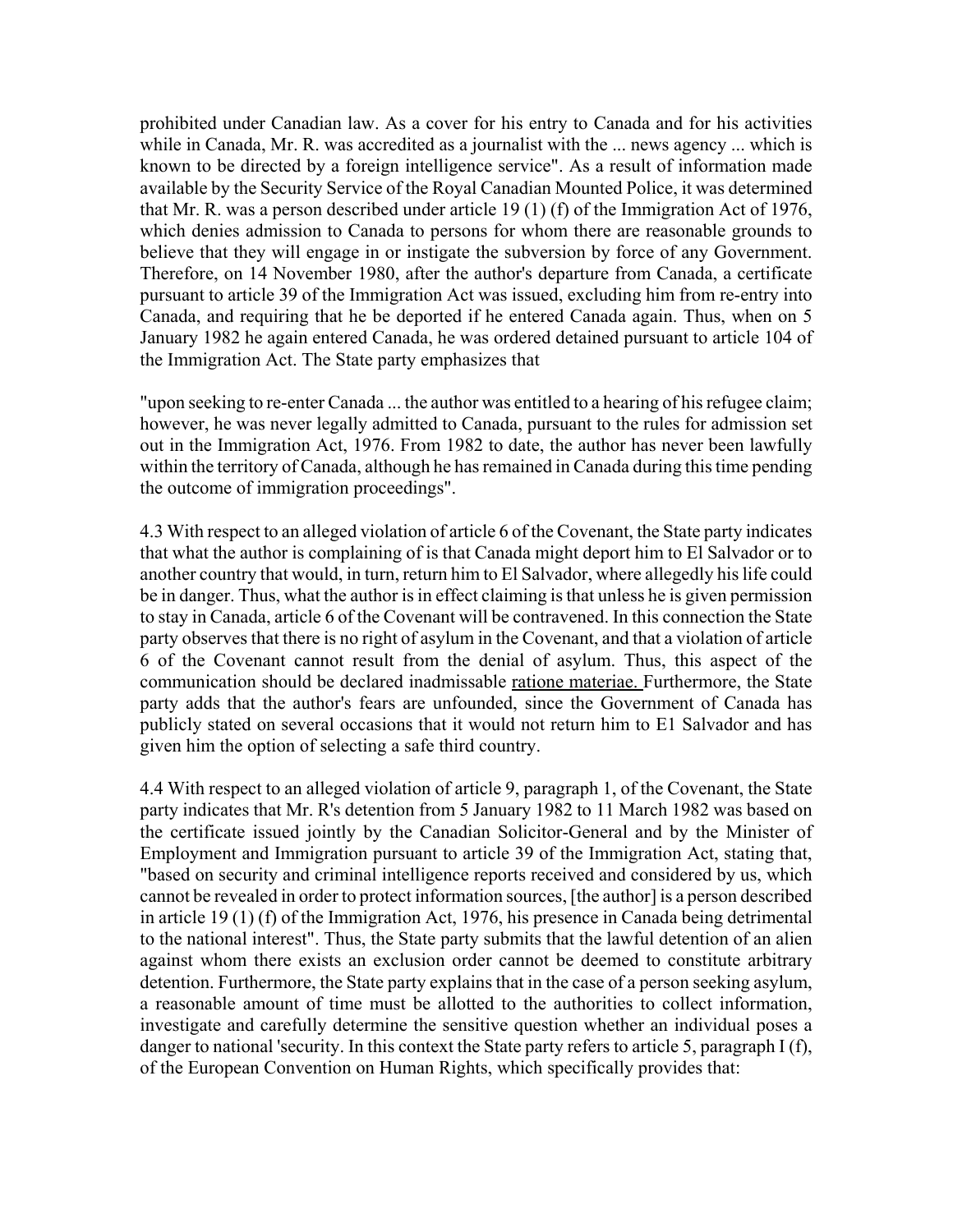prohibited under Canadian law. As a cover for his entry to Canada and for his activities while in Canada, Mr. R. was accredited as a journalist with the ... news agency ... which is known to be directed by a foreign intelligence service". As a result of information made available by the Security Service of the Royal Canadian Mounted Police, it was determined that Mr. R. was a person described under article 19 (1) (f) of the Immigration Act of 1976, which denies admission to Canada to persons for whom there are reasonable grounds to believe that they will engage in or instigate the subversion by force of any Government. Therefore, on 14 November 1980, after the author's departure from Canada, a certificate pursuant to article 39 of the Immigration Act was issued, excluding him from re-entry into Canada, and requiring that he be deported if he entered Canada again. Thus, when on 5 January 1982 he again entered Canada, he was ordered detained pursuant to article 104 of the Immigration Act. The State party emphasizes that

"upon seeking to re-enter Canada ... the author was entitled to a hearing of his refugee claim; however, he was never legally admitted to Canada, pursuant to the rules for admission set out in the Immigration Act, 1976. From 1982 to date, the author has never been lawfully within the territory of Canada, although he has remained in Canada during this time pending the outcome of immigration proceedings".

4.3 With respect to an alleged violation of article 6 of the Covenant, the State party indicates that what the author is complaining of is that Canada might deport him to El Salvador or to another country that would, in turn, return him to El Salvador, where allegedly his life could be in danger. Thus, what the author is in effect claiming is that unless he is given permission to stay in Canada, article 6 of the Covenant will be contravened. In this connection the State party observes that there is no right of asylum in the Covenant, and that a violation of article 6 of the Covenant cannot result from the denial of asylum. Thus, this aspect of the communication should be declared inadmissable ratione materiae. Furthermore, the State party adds that the author's fears are unfounded, since the Government of Canada has publicly stated on several occasions that it would not return him to E1 Salvador and has given him the option of selecting a safe third country.

4.4 With respect to an alleged violation of article 9, paragraph 1, of the Covenant, the State party indicates that Mr. R's detention from 5 January 1982 to 11 March 1982 was based on the certificate issued jointly by the Canadian Solicitor-General and by the Minister of Employment and Immigration pursuant to article 39 of the Immigration Act, stating that, "based on security and criminal intelligence reports received and considered by us, which cannot be revealed in order to protect information sources, [the author] is a person described in article 19 (1) (f) of the Immigration Act, 1976, his presence in Canada being detrimental to the national interest". Thus, the State party submits that the lawful detention of an alien against whom there exists an exclusion order cannot be deemed to constitute arbitrary detention. Furthermore, the State party explains that in the case of a person seeking asylum, a reasonable amount of time must be allotted to the authorities to collect information, investigate and carefully determine the sensitive question whether an individual poses a danger to national 'security. In this context the State party refers to article 5, paragraph I (f), of the European Convention on Human Rights, which specifically provides that: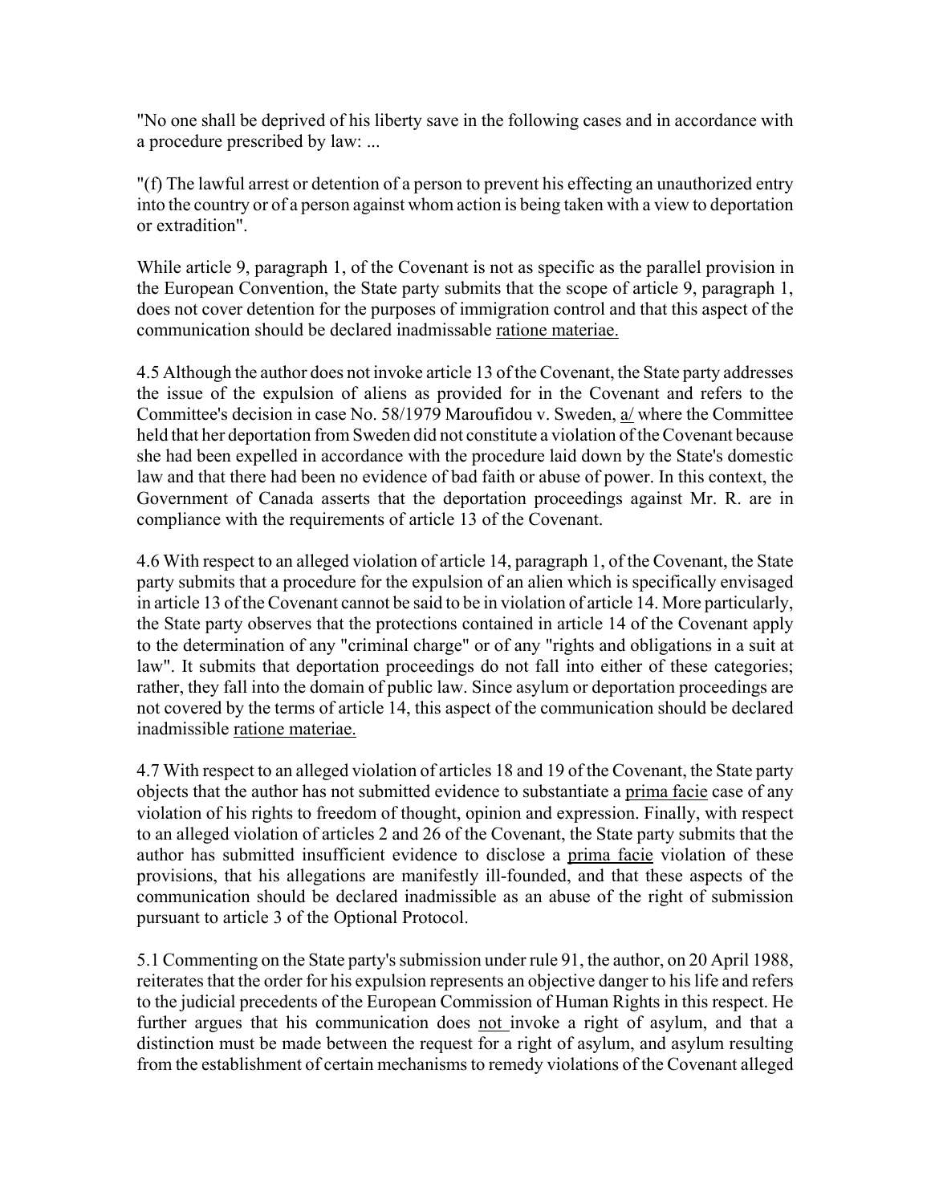"No one shall be deprived of his liberty save in the following cases and in accordance with a procedure prescribed by law: ...

"(f) The lawful arrest or detention of a person to prevent his effecting an unauthorized entry into the country or of a person against whom action is being taken with a view to deportation or extradition".

While article 9, paragraph 1, of the Covenant is not as specific as the parallel provision in the European Convention, the State party submits that the scope of article 9, paragraph 1, does not cover detention for the purposes of immigration control and that this aspect of the communication should be declared inadmissable ratione materiae.

4.5 Although the author does not invoke article 13 of the Covenant, the State party addresses the issue of the expulsion of aliens as provided for in the Covenant and refers to the Committee's decision in case No. 58/1979 Maroufidou v. Sweden, a/ where the Committee held that her deportation from Sweden did not constitute a violation of the Covenant because she had been expelled in accordance with the procedure laid down by the State's domestic law and that there had been no evidence of bad faith or abuse of power. In this context, the Government of Canada asserts that the deportation proceedings against Mr. R. are in compliance with the requirements of article 13 of the Covenant.

4.6 With respect to an alleged violation of article 14, paragraph 1, of the Covenant, the State party submits that a procedure for the expulsion of an alien which is specifically envisaged in article 13 of the Covenant cannot be said to be in violation of article 14. More particularly, the State party observes that the protections contained in article 14 of the Covenant apply to the determination of any "criminal charge" or of any "rights and obligations in a suit at law". It submits that deportation proceedings do not fall into either of these categories; rather, they fall into the domain of public law. Since asylum or deportation proceedings are not covered by the terms of article 14, this aspect of the communication should be declared inadmissible ratione materiae.

4.7 With respect to an alleged violation of articles 18 and 19 of the Covenant, the State party objects that the author has not submitted evidence to substantiate a prima facie case of any violation of his rights to freedom of thought, opinion and expression. Finally, with respect to an alleged violation of articles 2 and 26 of the Covenant, the State party submits that the author has submitted insufficient evidence to disclose a prima facie violation of these provisions, that his allegations are manifestly ill-founded, and that these aspects of the communication should be declared inadmissible as an abuse of the right of submission pursuant to article 3 of the Optional Protocol.

5.1 Commenting on the State party's submission under rule 91, the author, on 20 April 1988, reiterates that the order for his expulsion represents an objective danger to his life and refers to the judicial precedents of the European Commission of Human Rights in this respect. He further argues that his communication does not invoke a right of asylum, and that a distinction must be made between the request for a right of asylum, and asylum resulting from the establishment of certain mechanisms to remedy violations of the Covenant alleged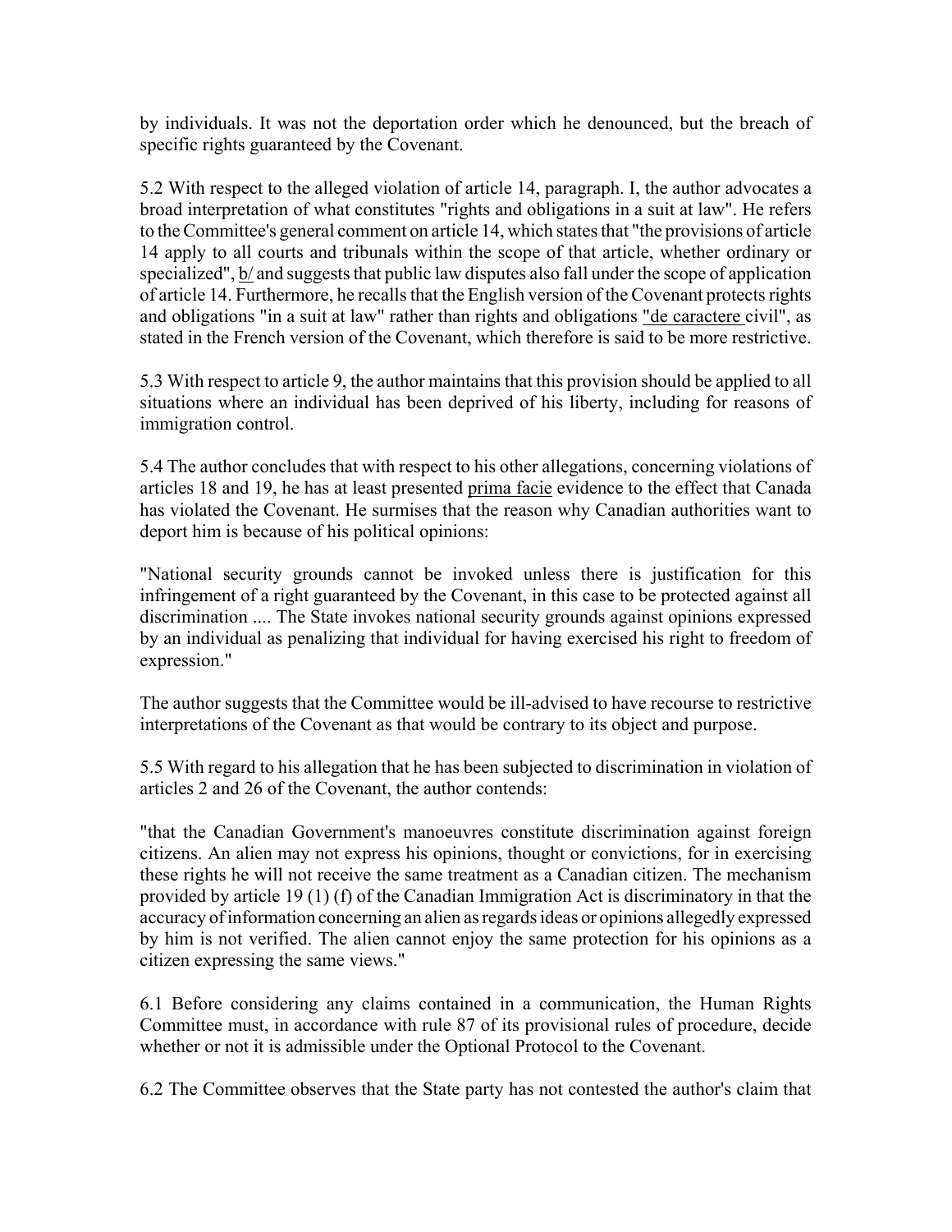by individuals. It was not the deportation order which he denounced, but the breach of specific rights guaranteed by the Covenant.

5.2 With respect to the alleged violation of article 14, paragraph. I, the author advocates a broad interpretation of what constitutes "rights and obligations in a suit at law". He refers to the Committee's general comment on article 14, which states that "the provisions of article 14 apply to all courts and tribunals within the scope of that article, whether ordinary or specialized", b/ and suggests that public law disputes also fall under the scope of application of article 14. Furthermore, he recalls that the English version of the Covenant protects rights and obligations "in a suit at law" rather than rights and obligations "de caractere civil", as stated in the French version of the Covenant, which therefore is said to be more restrictive.

5.3 With respect to article 9, the author maintains that this provision should be applied to all situations where an individual has been deprived of his liberty, including for reasons of immigration control.

5.4 The author concludes that with respect to his other allegations, concerning violations of articles 18 and 19, he has at least presented prima facie evidence to the effect that Canada has violated the Covenant. He surmises that the reason why Canadian authorities want to deport him is because of his political opinions:

"National security grounds cannot be invoked unless there is justification for this infringement of a right guaranteed by the Covenant, in this case to be protected against all discrimination .... The State invokes national security grounds against opinions expressed by an individual as penalizing that individual for having exercised his right to freedom of expression."

The author suggests that the Committee would be ill-advised to have recourse to restrictive interpretations of the Covenant as that would be contrary to its object and purpose.

5.5 With regard to his allegation that he has been subjected to discrimination in violation of articles 2 and 26 of the Covenant, the author contends:

"that the Canadian Government's manoeuvres constitute discrimination against foreign citizens. An alien may not express his opinions, thought or convictions, for in exercising these rights he will not receive the same treatment as a Canadian citizen. The mechanism provided by article 19 (1) (f) of the Canadian Immigration Act is discriminatory in that the accuracy of information concerning an alien as regards ideas or opinions allegedly expressed by him is not verified. The alien cannot enjoy the same protection for his opinions as a citizen expressing the same views."

6.1 Before considering any claims contained in a communication, the Human Rights Committee must, in accordance with rule 87 of its provisional rules of procedure, decide whether or not it is admissible under the Optional Protocol to the Covenant.

6.2 The Committee observes that the State party has not contested the author's claim that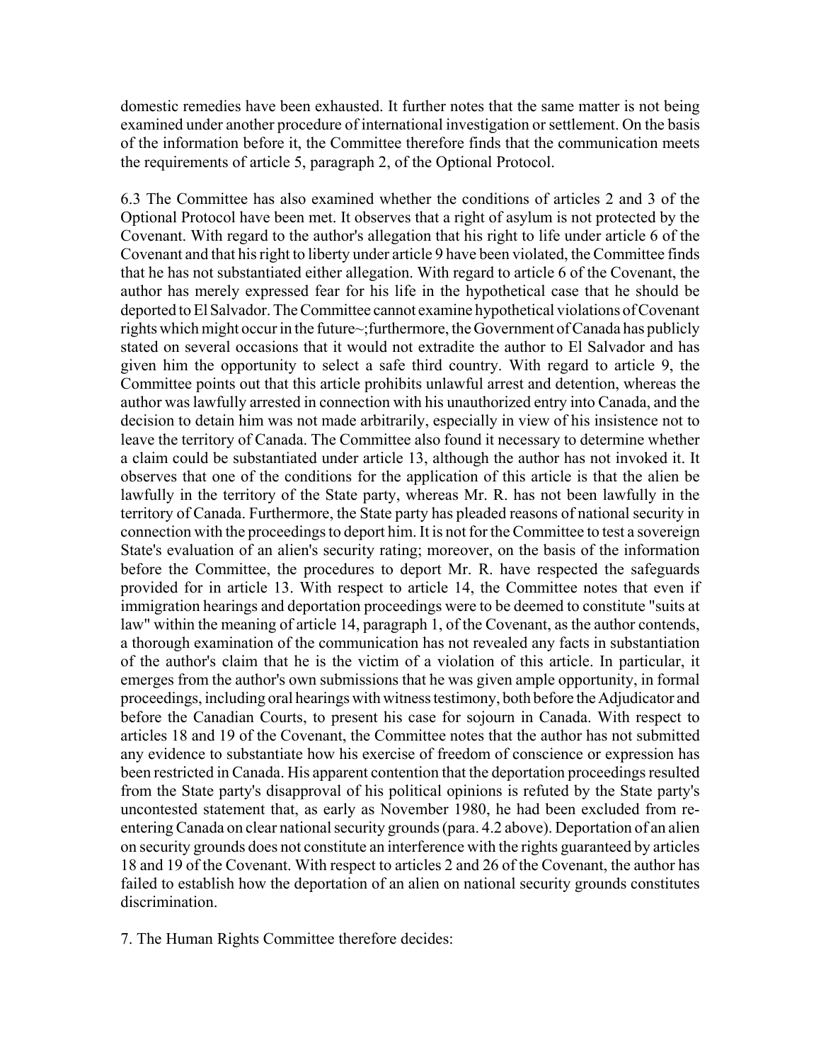domestic remedies have been exhausted. It further notes that the same matter is not being examined under another procedure of international investigation or settlement. On the basis of the information before it, the Committee therefore finds that the communication meets the requirements of article 5, paragraph 2, of the Optional Protocol.

6.3 The Committee has also examined whether the conditions of articles 2 and 3 of the Optional Protocol have been met. It observes that a right of asylum is not protected by the Covenant. With regard to the author's allegation that his right to life under article 6 of the Covenant and that his right to liberty under article 9 have been violated, the Committee finds that he has not substantiated either allegation. With regard to article 6 of the Covenant, the author has merely expressed fear for his life in the hypothetical case that he should be deported to El Salvador. The Committee cannot examine hypothetical violations of Covenant rights which might occur in the future~;furthermore, the Government of Canada has publicly stated on several occasions that it would not extradite the author to El Salvador and has given him the opportunity to select a safe third country. With regard to article 9, the Committee points out that this article prohibits unlawful arrest and detention, whereas the author was lawfully arrested in connection with his unauthorized entry into Canada, and the decision to detain him was not made arbitrarily, especially in view of his insistence not to leave the territory of Canada. The Committee also found it necessary to determine whether a claim could be substantiated under article 13, although the author has not invoked it. It observes that one of the conditions for the application of this article is that the alien be lawfully in the territory of the State party, whereas Mr. R. has not been lawfully in the territory of Canada. Furthermore, the State party has pleaded reasons of national security in connection with the proceedings to deport him. It is not for the Committee to test a sovereign State's evaluation of an alien's security rating; moreover, on the basis of the information before the Committee, the procedures to deport Mr. R. have respected the safeguards provided for in article 13. With respect to article 14, the Committee notes that even if immigration hearings and deportation proceedings were to be deemed to constitute "suits at law" within the meaning of article 14, paragraph 1, of the Covenant, as the author contends, a thorough examination of the communication has not revealed any facts in substantiation of the author's claim that he is the victim of a violation of this article. In particular, it emerges from the author's own submissions that he was given ample opportunity, in formal proceedings, including oral hearings with witness testimony, both before the Adjudicator and before the Canadian Courts, to present his case for sojourn in Canada. With respect to articles 18 and 19 of the Covenant, the Committee notes that the author has not submitted any evidence to substantiate how his exercise of freedom of conscience or expression has been restricted in Canada. His apparent contention that the deportation proceedings resulted from the State party's disapproval of his political opinions is refuted by the State party's uncontested statement that, as early as November 1980, he had been excluded from re-entering Canada on clear national security grounds (para. 4.2 above). Deportation of an alien on security grounds does not constitute an interference with the rights guaranteed by articles 18 and 19 of the Covenant. With respect to articles 2 and 26 of the Covenant, the author has failed to establish how the deportation of an alien on national security grounds constitutes discrimination.

7. The Human Rights Committee therefore decides: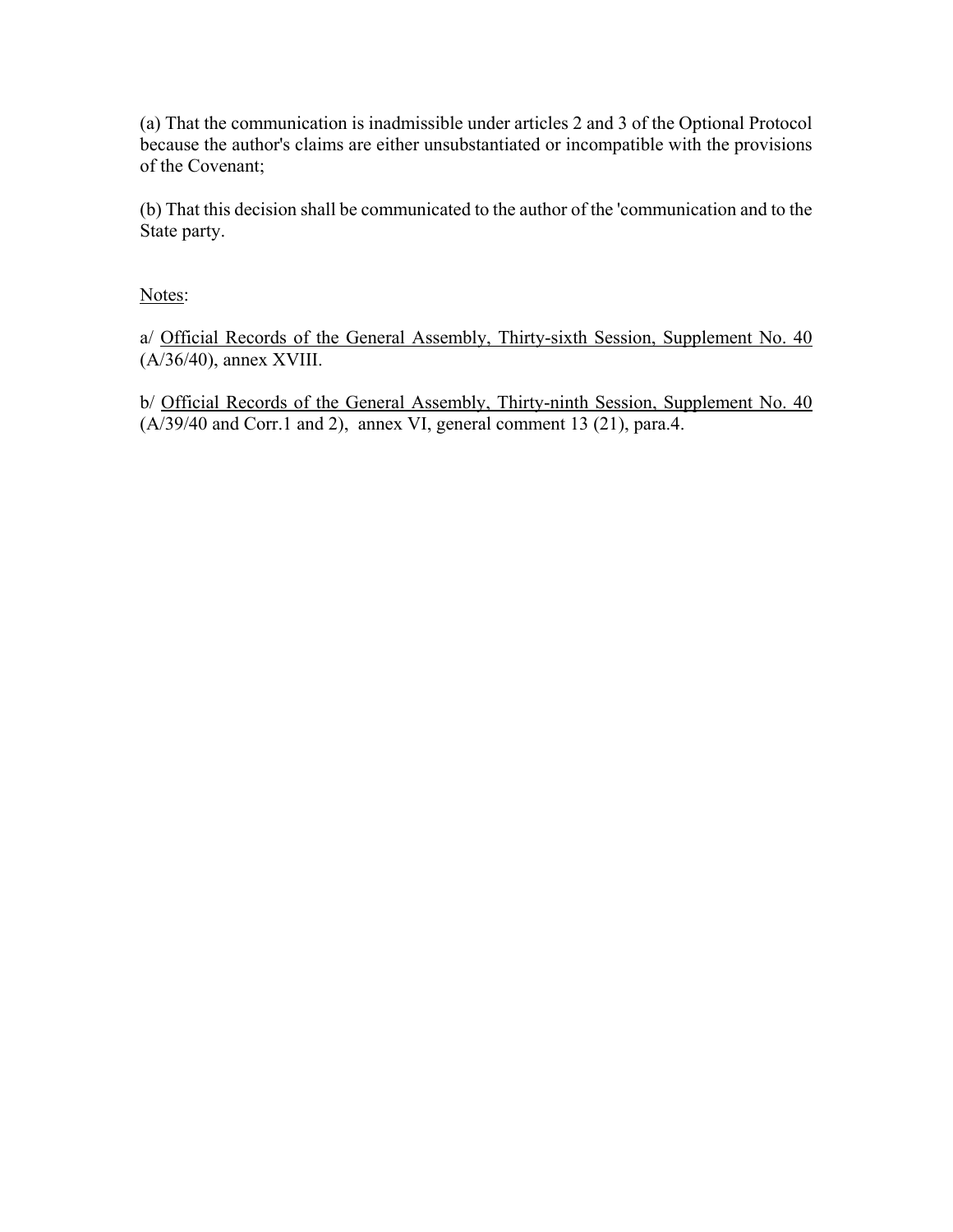(a) That the communication is inadmissible under articles 2 and 3 of the Optional Protocol because the author's claims are either unsubstantiated or incompatible with the provisions of the Covenant;

(b) That this decision shall be communicated to the author of the 'communication and to the State party.

Notes:

a/ Official Records of the General Assembly, Thirty-sixth Session, Supplement No. 40 (A/36/40), annex XVIII.

b/ Official Records of the General Assembly, Thirty-ninth Session, Supplement No. 40 (A/39/40 and Corr.1 and 2), annex VI, general comment 13 (21), para.4.